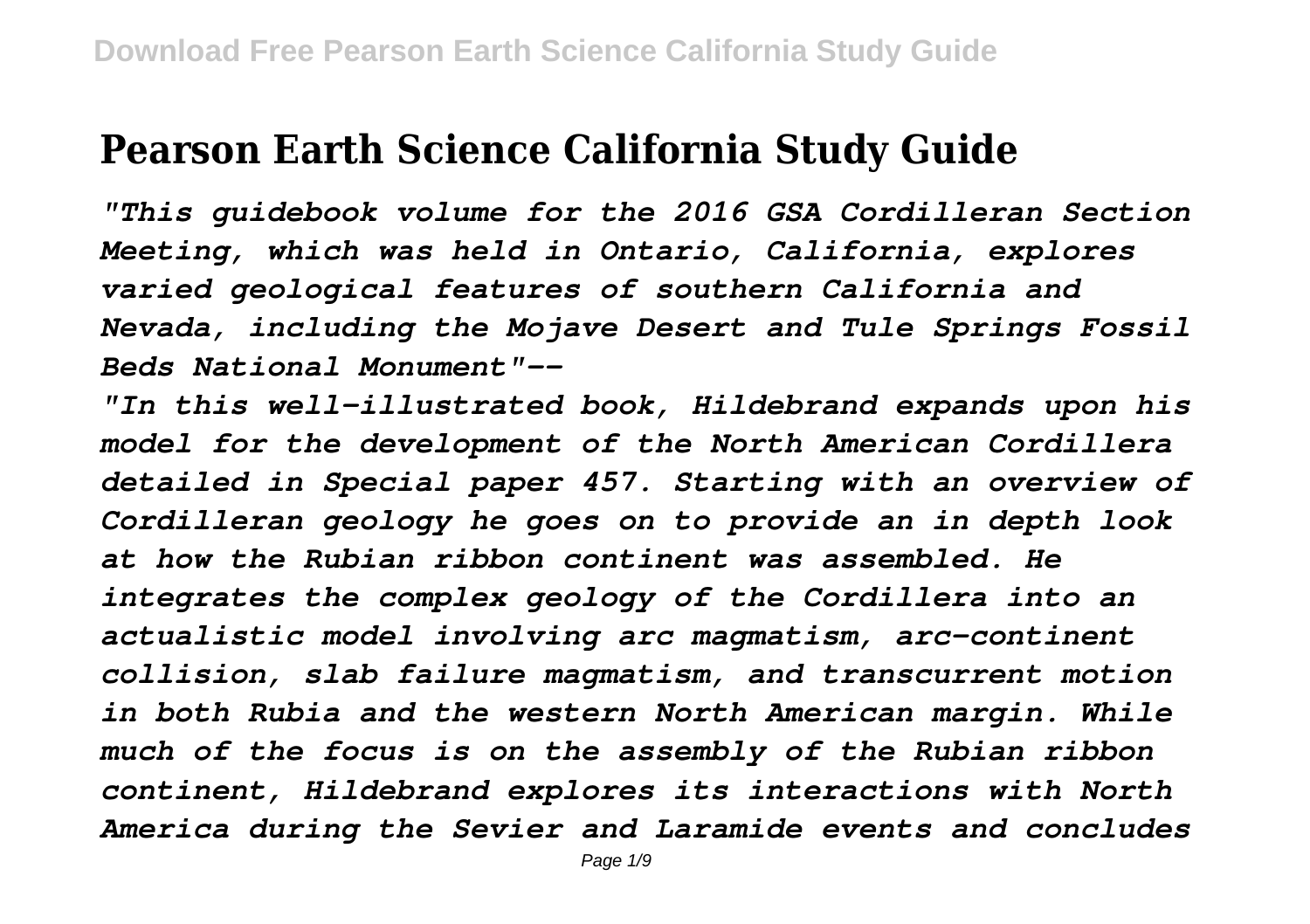# Pearson Earth Science California Study Guide

*"This guidebook volume for the 2016 GSA Cordilleran Section Meeting, which was held in Ontario, California, explores varied geological features of southern California and Nevada, including the Mojave Desert and Tule Springs Fossil Beds National Monument"--*

*"In this well-illustrated book, Hildebrand expands upon his model for the development of the North American Cordillera detailed in Special paper 457. Starting with an overview of Cordilleran geology he goes on to provide an in depth look at how the Rubian ribbon continent was assembled. He integrates the complex geology of the Cordillera into an actualistic model involving arc magmatism, arc-continent collision, slab failure magmatism, and transcurrent motion in both Rubia and the western North American margin. While much of the focus is on the assembly of the Rubian ribbon continent, Hildebrand explores its interactions with North America during the Sevier and Laramide events and concludes*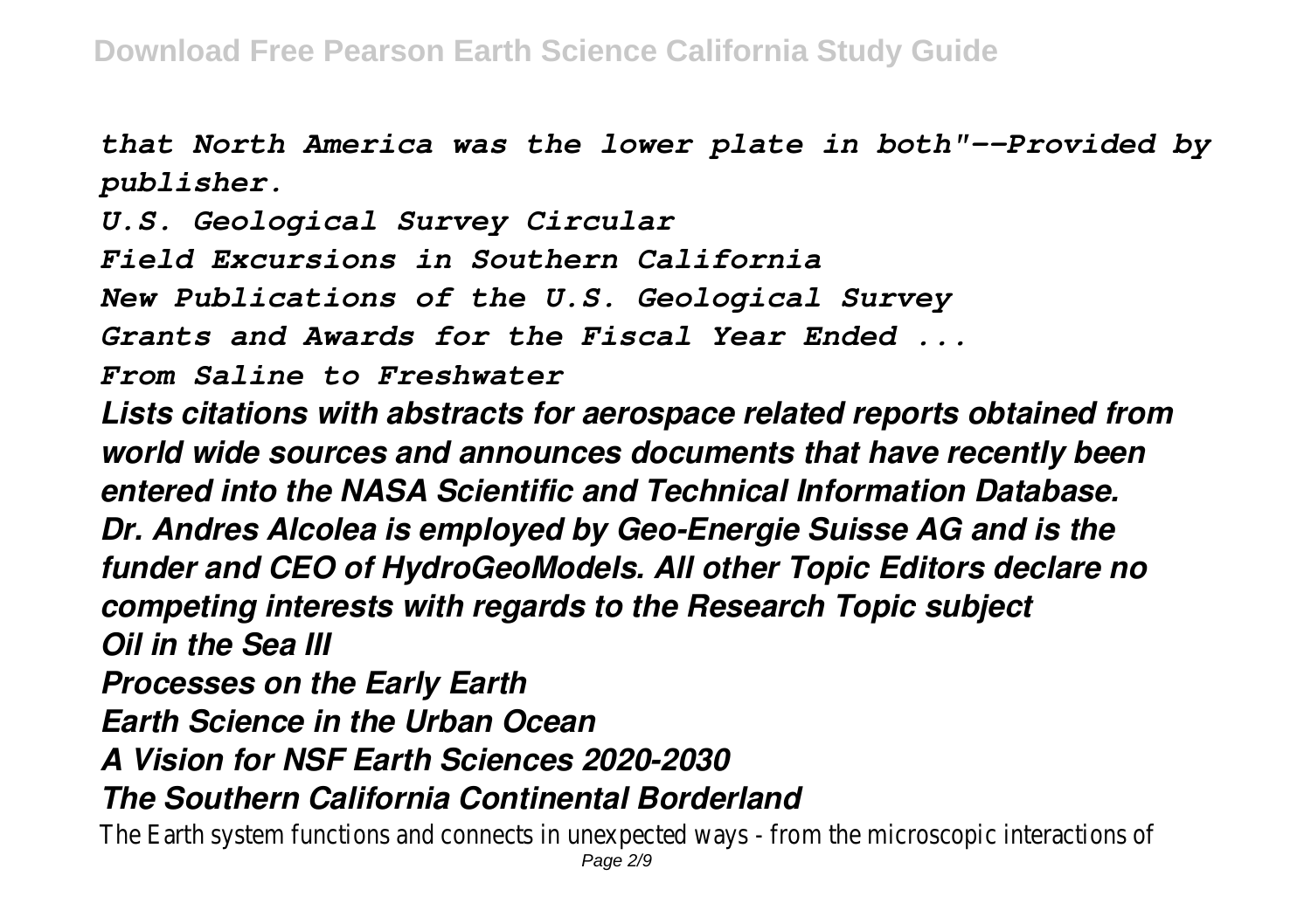*that North America was the lower plate in both"--Provided by publisher.*

*U.S. Geological Survey Circular*

*Field Excursions in Southern California*

*New Publications of the U.S. Geological Survey*

*Grants and Awards for the Fiscal Year Ended ...*

*From Saline to Freshwater*

***Lists citations with abstracts for aerospace related reports obtained from world wide sources and announces documents that have recently been entered into the NASA Scientific and Technical Information Database.***

***Dr. Andres Alcolea is employed by Geo-Energie Suisse AG and is the funder and CEO of HydroGeoModels. All other Topic Editors declare no competing interests with regards to the Research Topic subject***

***Oil in the Sea III***

***Processes on the Early Earth***

***Earth Science in the Urban Ocean***

***A Vision for NSF Earth Sciences 2020-2030***

***The Southern California Continental Borderland***

The Earth system functions and connects in unexpected ways - from the microscopic interactions of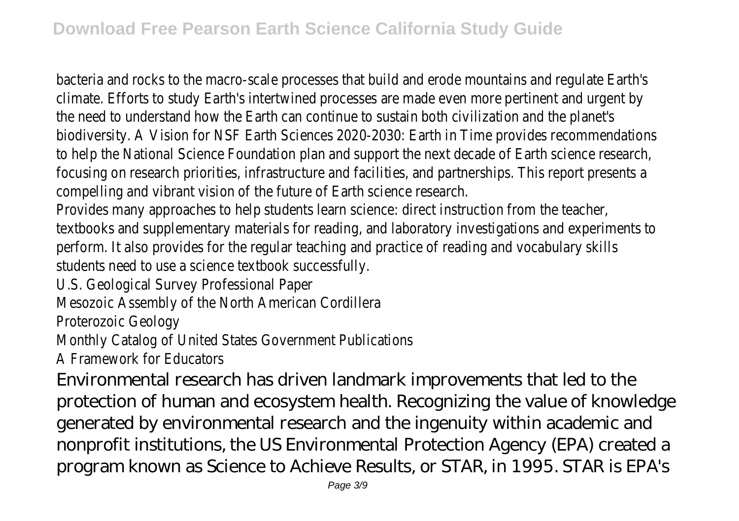bacteria and rocks to the macro-scale processes that build and erode mountains and regulate Earth's climate. Efforts to study Earth's intertwined processes are made even more pertinent and urgent by the need to understand how the Earth can continue to sustain both civilization and the planet's biodiversity. A Vision for NSF Earth Sciences 2020-2030: Earth in Time provides recommendations to help the National Science Foundation plan and support the next decade of Earth science research, focusing on research priorities, infrastructure and facilities, and partnerships. This report presents a compelling and vibrant vision of the future of Earth science research.

Provides many approaches to help students learn science: direct instruction from the teacher, textbooks and supplementary materials for reading, and laboratory investigations and experiments to perform. It also provides for the regular teaching and practice of reading and vocabulary skills students need to use a science textbook successfully.

U.S. Geological Survey Professional Paper

Mesozoic Assembly of the North American Cordillera

Proterozoic Geology

Monthly Catalog of United States Government Publications

A Framework for Educators

Environmental research has driven landmark improvements that led to the protection of human and ecosystem health. Recognizing the value of knowledge generated by environmental research and the ingenuity within academic and nonprofit institutions, the US Environmental Protection Agency (EPA) created a program known as Science to Achieve Results, or STAR, in 1995. STAR is EPA's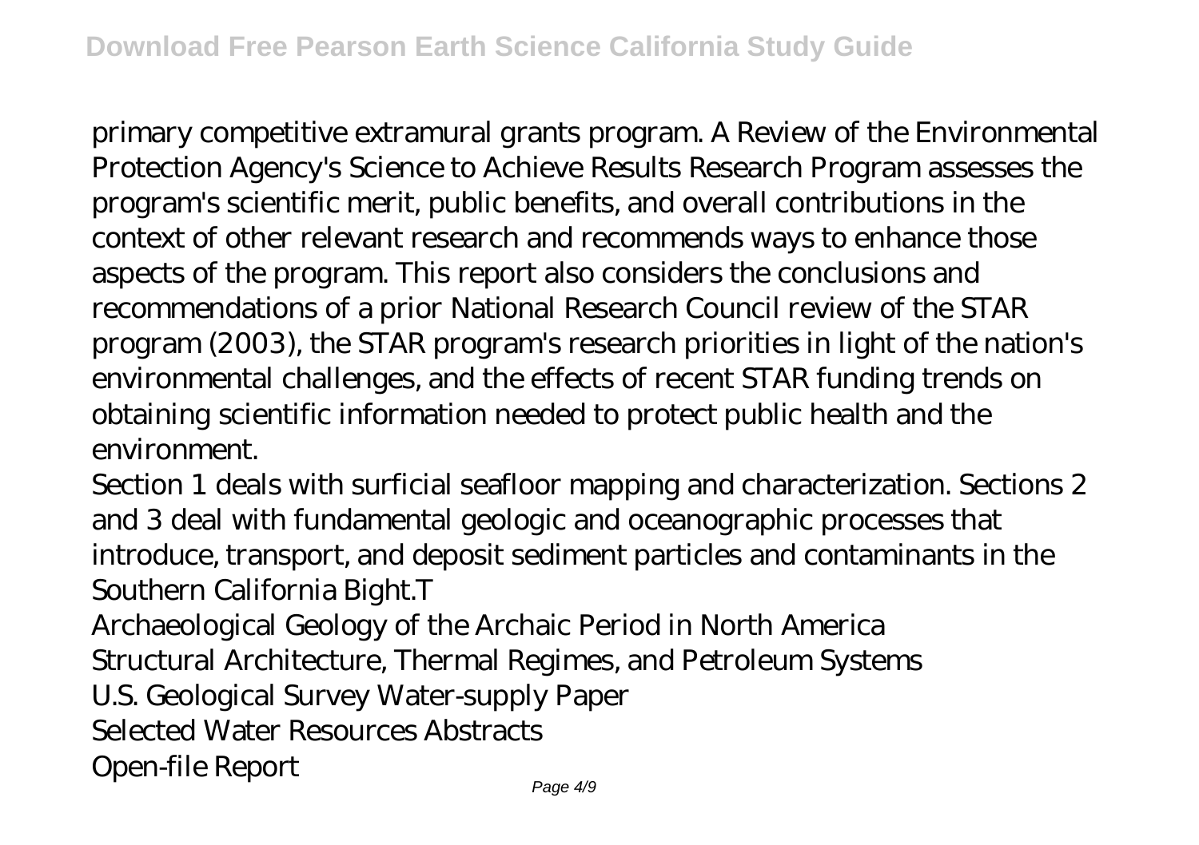primary competitive extramural grants program. A Review of the Environmental Protection Agency's Science to Achieve Results Research Program assesses the program's scientific merit, public benefits, and overall contributions in the context of other relevant research and recommends ways to enhance those aspects of the program. This report also considers the conclusions and recommendations of a prior National Research Council review of the STAR program (2003), the STAR program's research priorities in light of the nation's environmental challenges, and the effects of recent STAR funding trends on obtaining scientific information needed to protect public health and the environment.

Section 1 deals with surficial seafloor mapping and characterization. Sections 2 and 3 deal with fundamental geologic and oceanographic processes that introduce, transport, and deposit sediment particles and contaminants in the Southern California Bight.T

Archaeological Geology of the Archaic Period in North America

Structural Architecture, Thermal Regimes, and Petroleum Systems

U.S. Geological Survey Water-supply Paper

Selected Water Resources Abstracts

Open-file Report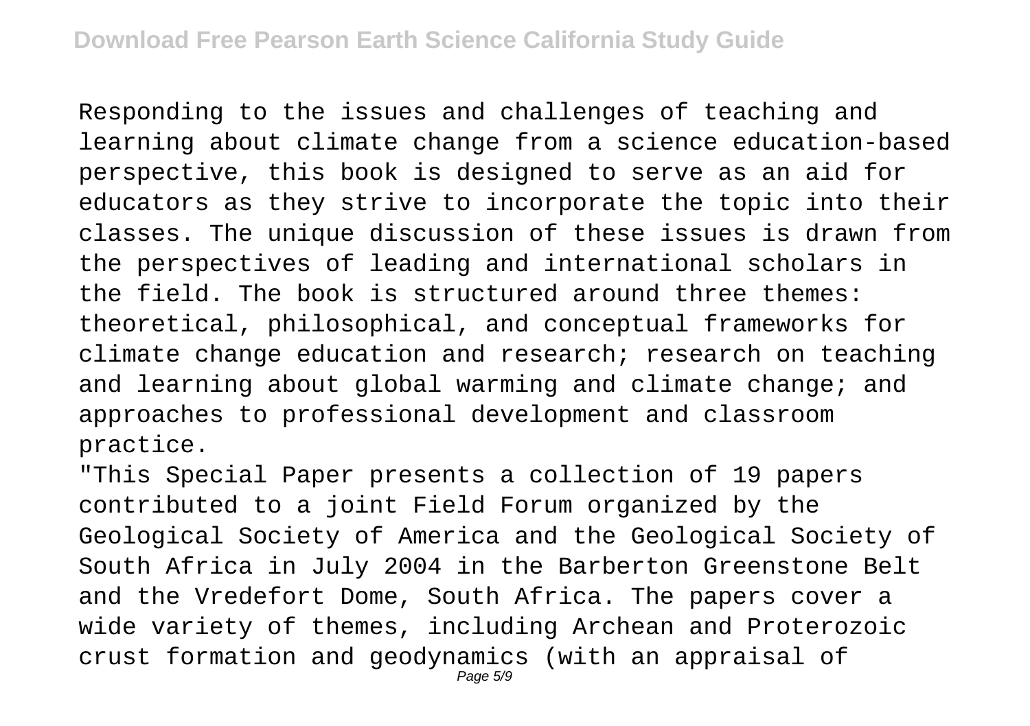Responding to the issues and challenges of teaching and learning about climate change from a science education-based perspective, this book is designed to serve as an aid for educators as they strive to incorporate the topic into their classes. The unique discussion of these issues is drawn from the perspectives of leading and international scholars in the field. The book is structured around three themes: theoretical, philosophical, and conceptual frameworks for climate change education and research; research on teaching and learning about global warming and climate change; and approaches to professional development and classroom practice.

"This Special Paper presents a collection of 19 papers contributed to a joint Field Forum organized by the Geological Society of America and the Geological Society of South Africa in July 2004 in the Barberton Greenstone Belt and the Vredefort Dome, South Africa. The papers cover a wide variety of themes, including Archean and Proterozoic crust formation and geodynamics (with an appraisal of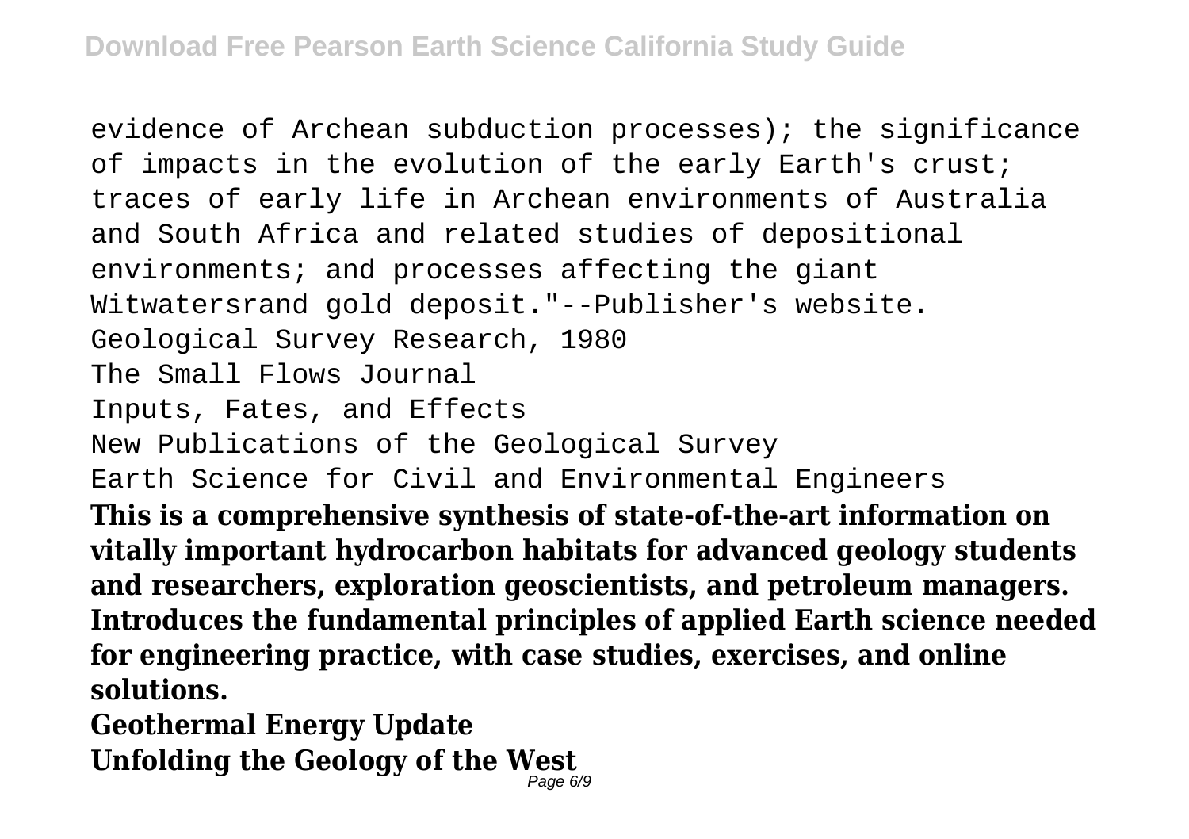evidence of Archean subduction processes); the significance of impacts in the evolution of the early Earth's crust; traces of early life in Archean environments of Australia and South Africa and related studies of depositional environments; and processes affecting the giant Witwatersrand gold deposit."--Publisher's website.

Geological Survey Research, 1980

The Small Flows Journal

Inputs, Fates, and Effects

New Publications of the Geological Survey

Earth Science for Civil and Environmental Engineers

**This is a comprehensive synthesis of state-of-the-art information on vitally important hydrocarbon habitats for advanced geology students and researchers, exploration geoscientists, and petroleum managers. Introduces the fundamental principles of applied Earth science needed for engineering practice, with case studies, exercises, and online solutions.**

**Geothermal Energy Update**

**Unfolding the Geology of the West**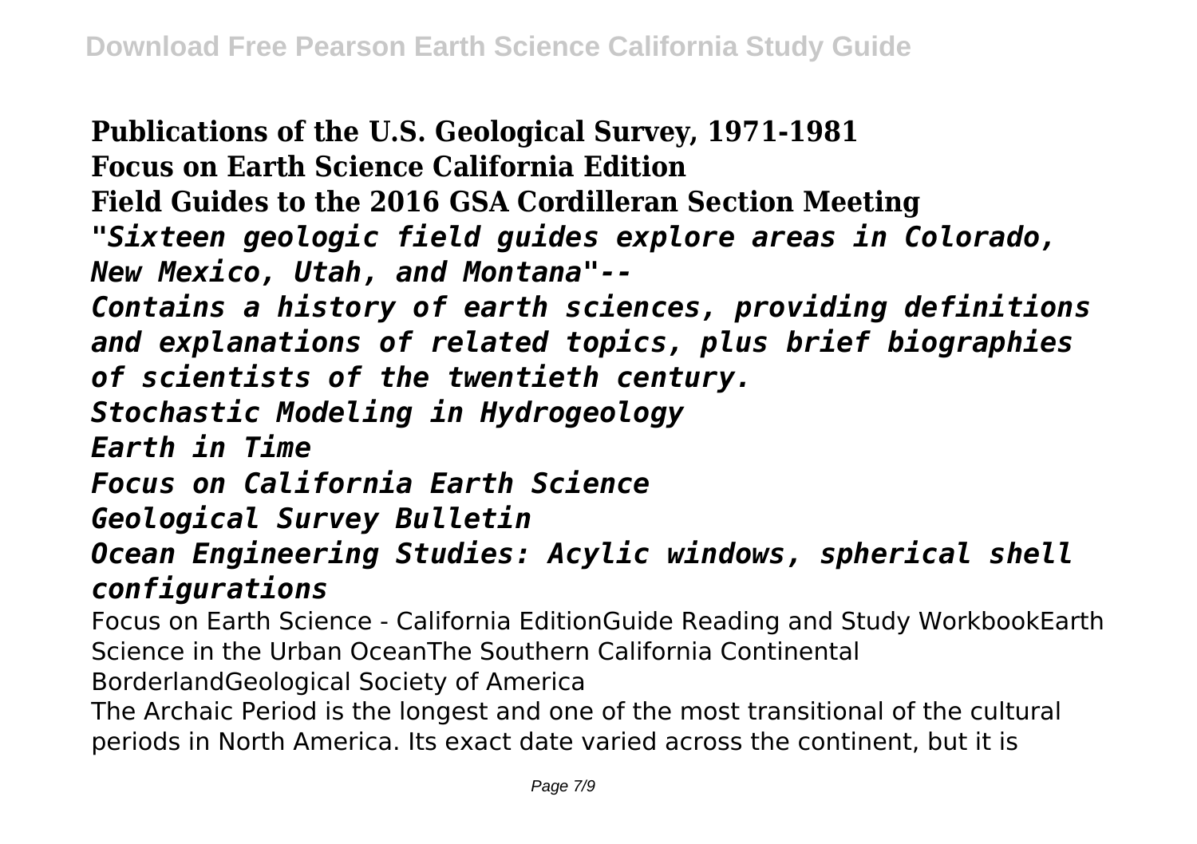**Publications of the U.S. Geological Survey, 1971-1981**
**Focus on Earth Science California Edition**
**Field Guides to the 2016 GSA Cordilleran Section Meeting**
***"Sixteen geologic field guides explore areas in Colorado, New Mexico, Utah, and Montana"--***
***Contains a history of earth sciences, providing definitions and explanations of related topics, plus brief biographies of scientists of the twentieth century.***
***Stochastic Modeling in Hydrogeology***
***Earth in Time***
***Focus on California Earth Science***
***Geological Survey Bulletin***
***Ocean Engineering Studies: Acylic windows, spherical shell configurations***

Focus on Earth Science - California EditionGuide Reading and Study WorkbookEarth Science in the Urban OceanThe Southern California Continental BorderlandGeological Society of America

The Archaic Period is the longest and one of the most transitional of the cultural periods in North America. Its exact date varied across the continent, but it is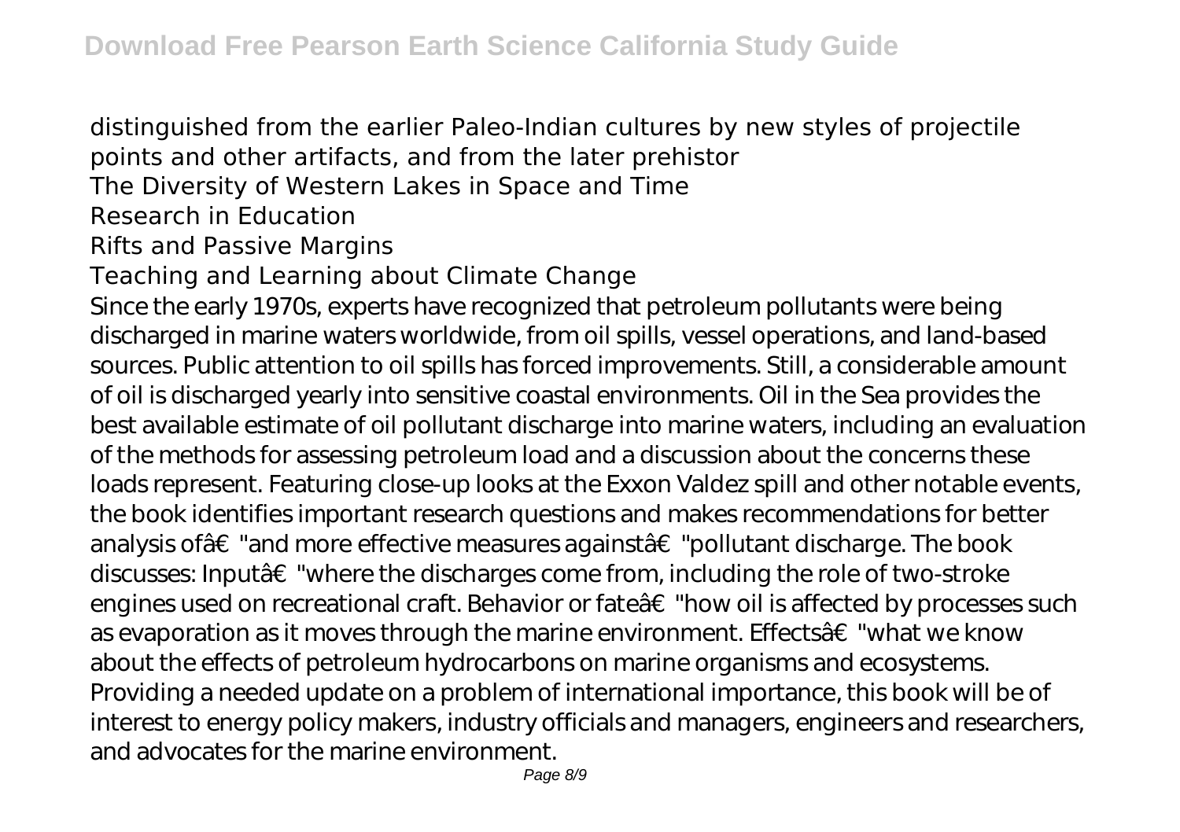distinguished from the earlier Paleo-Indian cultures by new styles of projectile points and other artifacts, and from the later prehistor

The Diversity of Western Lakes in Space and Time

Research in Education

Rifts and Passive Margins

Teaching and Learning about Climate Change

Since the early 1970s, experts have recognized that petroleum pollutants were being discharged in marine waters worldwide, from oil spills, vessel operations, and land-based sources. Public attention to oil spills has forced improvements. Still, a considerable amount of oil is discharged yearly into sensitive coastal environments. Oil in the Sea provides the best available estimate of oil pollutant discharge into marine waters, including an evaluation of the methods for assessing petroleum load and a discussion about the concerns these loads represent. Featuring close-up looks at the Exxon Valdez spill and other notable events, the book identifies important research questions and makes recommendations for better analysis ofâ€"and more effective measures againstâ€"pollutant discharge. The book discusses: Inputâ€"where the discharges come from, including the role of two-stroke engines used on recreational craft. Behavior or fateâ€"how oil is affected by processes such as evaporation as it moves through the marine environment. Effectsâ€"what we know about the effects of petroleum hydrocarbons on marine organisms and ecosystems. Providing a needed update on a problem of international importance, this book will be of interest to energy policy makers, industry officials and managers, engineers and researchers, and advocates for the marine environment.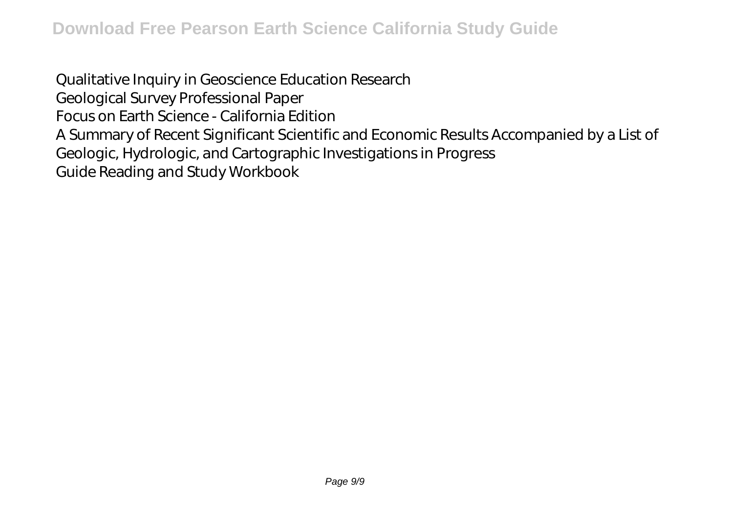Qualitative Inquiry in Geoscience Education Research
Geological Survey Professional Paper
Focus on Earth Science - California Edition
A Summary of Recent Significant Scientific and Economic Results Accompanied by a List of Geologic, Hydrologic, and Cartographic Investigations in Progress
Guide Reading and Study Workbook